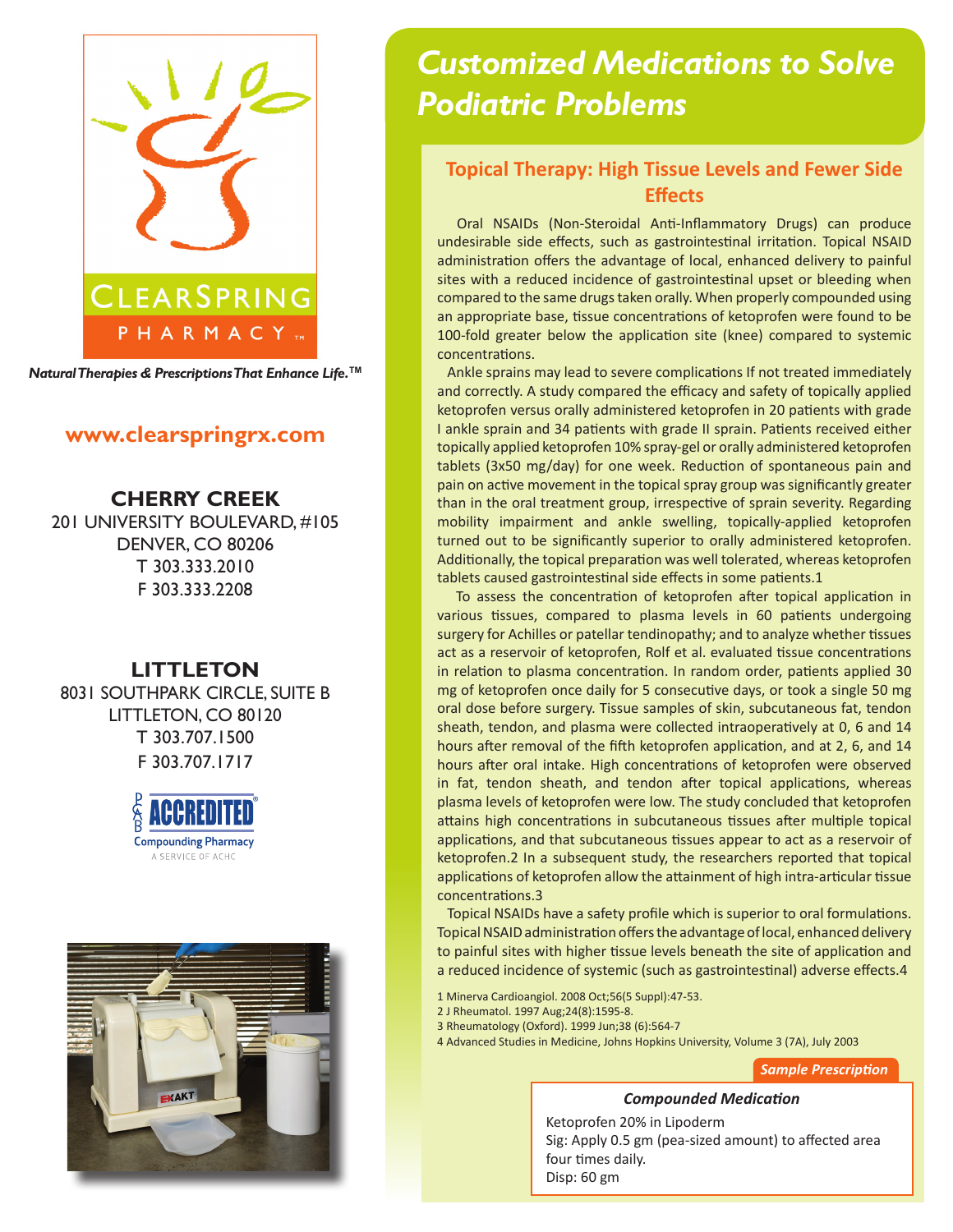CLEARSPRING PHARMACY™

*Natural Therapies & Prescriptions That Enhance Life.™*

**www.clearspringrx.com**

**CHERRY CREEK**
201 UNIVERSITY BOULEVARD, #105
DENVER, CO 80206
T 303.333.2010
F 303.333.2208

**LITTLETON**
8031 SOUTHPARK CIRCLE, SUITE B
LITTLETON, CO 80120
T 303.707.1500
F 303.707.1717

PCAB ACCREDITED® Compounding Pharmacy
A SERVICE OF ACHC

# *Customized Medications to Solve Podiatric Problems*

## Topical Therapy: High Tissue Levels and Fewer Side Effects

Oral NSAIDs (Non-Steroidal Anti-Inflammatory Drugs) can produce undesirable side effects, such as gastrointestinal irritation. Topical NSAID administration offers the advantage of local, enhanced delivery to painful sites with a reduced incidence of gastrointestinal upset or bleeding when compared to the same drugs taken orally. When properly compounded using an appropriate base, tissue concentrations of ketoprofen were found to be 100-fold greater below the application site (knee) compared to systemic concentrations.

Ankle sprains may lead to severe complications If not treated immediately and correctly. A study compared the efficacy and safety of topically applied ketoprofen versus orally administered ketoprofen in 20 patients with grade I ankle sprain and 34 patients with grade II sprain. Patients received either topically applied ketoprofen 10% spray-gel or orally administered ketoprofen tablets (3x50 mg/day) for one week. Reduction of spontaneous pain and pain on active movement in the topical spray group was significantly greater than in the oral treatment group, irrespective of sprain severity. Regarding mobility impairment and ankle swelling, topically-applied ketoprofen turned out to be significantly superior to orally administered ketoprofen. Additionally, the topical preparation was well tolerated, whereas ketoprofen tablets caused gastrointestinal side effects in some patients.1

To assess the concentration of ketoprofen after topical application in various tissues, compared to plasma levels in 60 patients undergoing surgery for Achilles or patellar tendinopathy; and to analyze whether tissues act as a reservoir of ketoprofen, Rolf et al. evaluated tissue concentrations in relation to plasma concentration. In random order, patients applied 30 mg of ketoprofen once daily for 5 consecutive days, or took a single 50 mg oral dose before surgery. Tissue samples of skin, subcutaneous fat, tendon sheath, tendon, and plasma were collected intraoperatively at 0, 6 and 14 hours after removal of the fifth ketoprofen application, and at 2, 6, and 14 hours after oral intake. High concentrations of ketoprofen were observed in fat, tendon sheath, and tendon after topical applications, whereas plasma levels of ketoprofen were low. The study concluded that ketoprofen attains high concentrations in subcutaneous tissues after multiple topical applications, and that subcutaneous tissues appear to act as a reservoir of ketoprofen.2 In a subsequent study, the researchers reported that topical applications of ketoprofen allow the attainment of high intra-articular tissue concentrations.3

Topical NSAIDs have a safety profile which is superior to oral formulations. Topical NSAID administration offers the advantage of local, enhanced delivery to painful sites with higher tissue levels beneath the site of application and a reduced incidence of systemic (such as gastrointestinal) adverse effects.4

1 Minerva Cardioangiol. 2008 Oct;56(5 Suppl):47-53.
2 J Rheumatol. 1997 Aug;24(8):1595-8.
3 Rheumatology (Oxford). 1999 Jun;38 (6):564-7
4 Advanced Studies in Medicine, Johns Hopkins University, Volume 3 (7A), July 2003

***Sample Prescription***

***Compounded Medication***

Ketoprofen 20% in Lipoderm
Sig: Apply 0.5 gm (pea-sized amount) to affected area four times daily.
Disp: 60 gm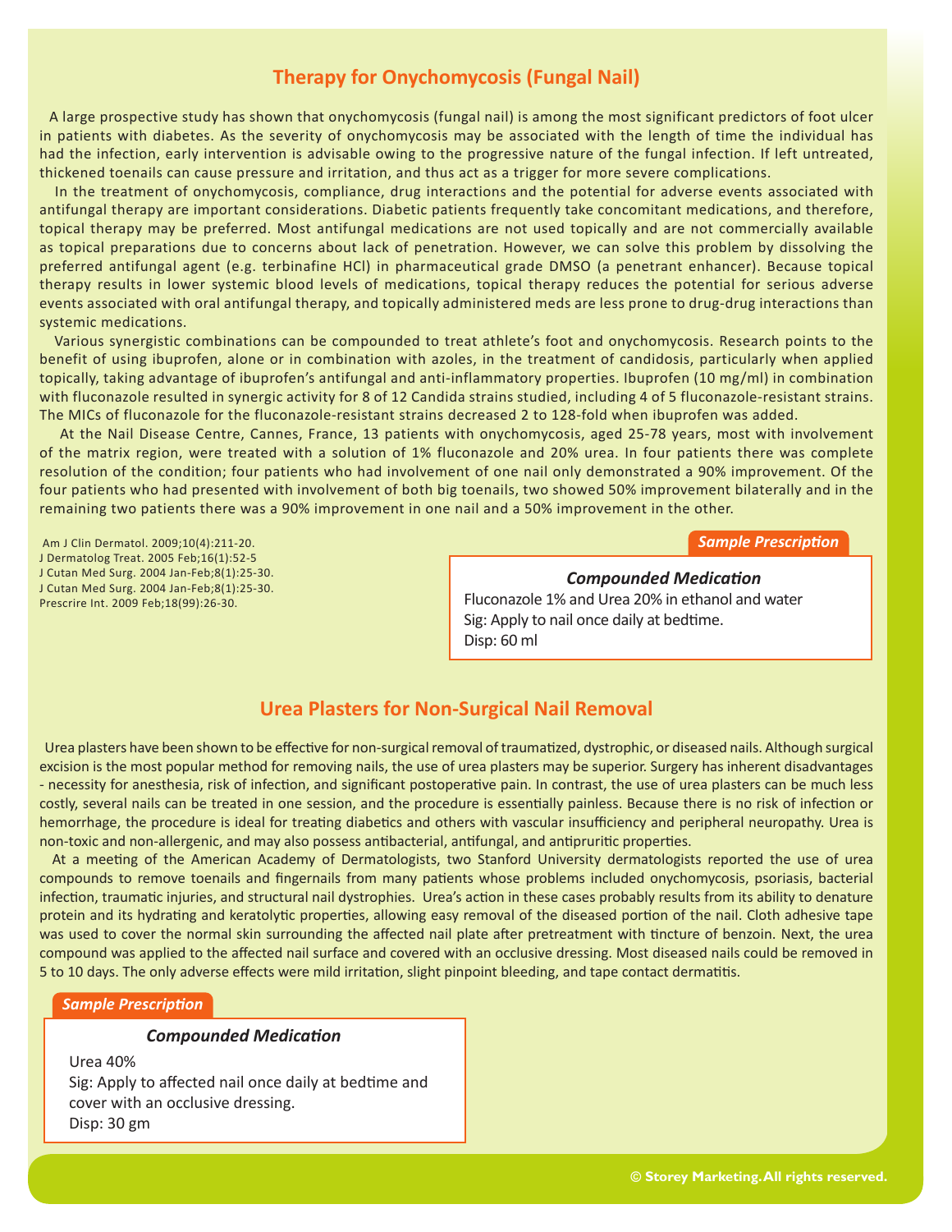## Therapy for Onychomycosis (Fungal Nail)

A large prospective study has shown that onychomycosis (fungal nail) is among the most significant predictors of foot ulcer in patients with diabetes. As the severity of onychomycosis may be associated with the length of time the individual has had the infection, early intervention is advisable owing to the progressive nature of the fungal infection. If left untreated, thickened toenails can cause pressure and irritation, and thus act as a trigger for more severe complications.

In the treatment of onychomycosis, compliance, drug interactions and the potential for adverse events associated with antifungal therapy are important considerations. Diabetic patients frequently take concomitant medications, and therefore, topical therapy may be preferred. Most antifungal medications are not used topically and are not commercially available as topical preparations due to concerns about lack of penetration. However, we can solve this problem by dissolving the preferred antifungal agent (e.g. terbinafine HCl) in pharmaceutical grade DMSO (a penetrant enhancer). Because topical therapy results in lower systemic blood levels of medications, topical therapy reduces the potential for serious adverse events associated with oral antifungal therapy, and topically administered meds are less prone to drug-drug interactions than systemic medications.

Various synergistic combinations can be compounded to treat athlete's foot and onychomycosis. Research points to the benefit of using ibuprofen, alone or in combination with azoles, in the treatment of candidosis, particularly when applied topically, taking advantage of ibuprofen's antifungal and anti-inflammatory properties. Ibuprofen (10 mg/ml) in combination with fluconazole resulted in synergic activity for 8 of 12 Candida strains studied, including 4 of 5 fluconazole-resistant strains. The MICs of fluconazole for the fluconazole-resistant strains decreased 2 to 128-fold when ibuprofen was added.

At the Nail Disease Centre, Cannes, France, 13 patients with onychomycosis, aged 25-78 years, most with involvement of the matrix region, were treated with a solution of 1% fluconazole and 20% urea. In four patients there was complete resolution of the condition; four patients who had involvement of one nail only demonstrated a 90% improvement. Of the four patients who had presented with involvement of both big toenails, two showed 50% improvement bilaterally and in the remaining two patients there was a 90% improvement in one nail and a 50% improvement in the other.

Am J Clin Dermatol. 2009;10(4):211-20.
J Dermatolog Treat. 2005 Feb;16(1):52-5
J Cutan Med Surg. 2004 Jan-Feb;8(1):25-30.
J Cutan Med Surg. 2004 Jan-Feb;8(1):25-30.
Prescrire Int. 2009 Feb;18(99):26-30.

*Sample Prescription*

***Compounded Medication***

Fluconazole 1% and Urea 20% in ethanol and water
Sig: Apply to nail once daily at bedtime.
Disp: 60 ml

## Urea Plasters for Non-Surgical Nail Removal

Urea plasters have been shown to be effective for non-surgical removal of traumatized, dystrophic, or diseased nails. Although surgical excision is the most popular method for removing nails, the use of urea plasters may be superior. Surgery has inherent disadvantages - necessity for anesthesia, risk of infection, and significant postoperative pain. In contrast, the use of urea plasters can be much less costly, several nails can be treated in one session, and the procedure is essentially painless. Because there is no risk of infection or hemorrhage, the procedure is ideal for treating diabetics and others with vascular insufficiency and peripheral neuropathy. Urea is non-toxic and non-allergenic, and may also possess antibacterial, antifungal, and antipruritic properties.

At a meeting of the American Academy of Dermatologists, two Stanford University dermatologists reported the use of urea compounds to remove toenails and fingernails from many patients whose problems included onychomycosis, psoriasis, bacterial infection, traumatic injuries, and structural nail dystrophies. Urea's action in these cases probably results from its ability to denature protein and its hydrating and keratolytic properties, allowing easy removal of the diseased portion of the nail. Cloth adhesive tape was used to cover the normal skin surrounding the affected nail plate after pretreatment with tincture of benzoin. Next, the urea compound was applied to the affected nail surface and covered with an occlusive dressing. Most diseased nails could be removed in 5 to 10 days. The only adverse effects were mild irritation, slight pinpoint bleeding, and tape contact dermatitis.

*Sample Prescription*

***Compounded Medication***

Urea 40%
Sig: Apply to affected nail once daily at bedtime and cover with an occlusive dressing.
Disp: 30 gm

© Storey Marketing. All rights reserved.